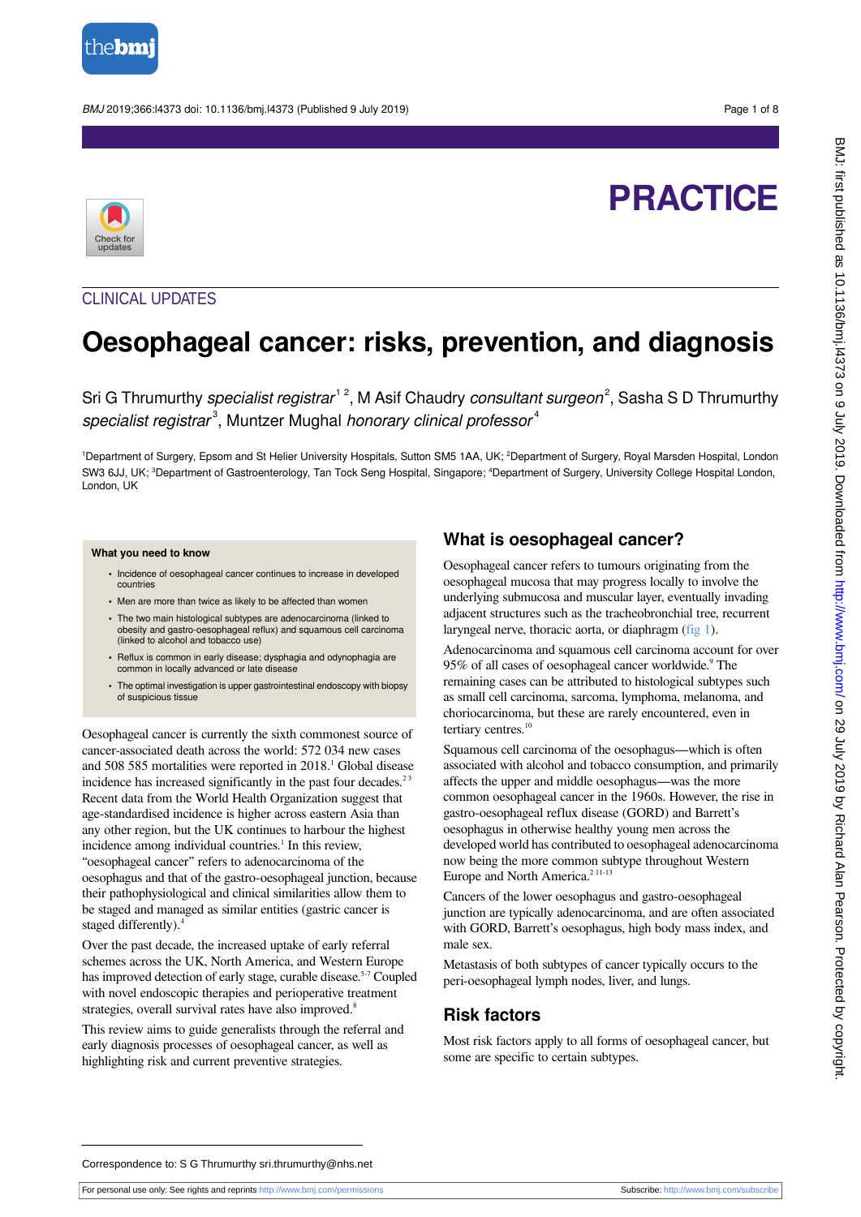PRACTICE

CLINICAL UPDATES

# Oesophageal cancer: risks, prevention, and diagnosis

Sri G Thrumurthy *specialist registrar*[1,2], M Asif Chaudry *consultant surgeon*[2], Sasha S D Thrumurthy *specialist registrar*[3], Muntzer Mughal *honorary clinical professor*[4]

[1]Department of Surgery, Epsom and St Helier University Hospitals, Sutton SM5 1AA, UK; [2]Department of Surgery, Royal Marsden Hospital, London SW3 6JJ, UK; [3]Department of Gastroenterology, Tan Tock Seng Hospital, Singapore; [4]Department of Surgery, University College Hospital London, London, UK

**What you need to know**

- Incidence of oesophageal cancer continues to increase in developed countries
- Men are more than twice as likely to be affected than women
- The two main histological subtypes are adenocarcinoma (linked to obesity and gastro-oesophageal reflux) and squamous cell carcinoma (linked to alcohol and tobacco use)
- Reflux is common in early disease; dysphagia and odynophagia are common in locally advanced or late disease
- The optimal investigation is upper gastrointestinal endoscopy with biopsy of suspicious tissue

Oesophageal cancer is currently the sixth commonest source of cancer-associated death across the world: 572 034 new cases and 508 585 mortalities were reported in 2018.[1] Global disease incidence has increased significantly in the past four decades.[2,3] Recent data from the World Health Organization suggest that age-standardised incidence is higher across eastern Asia than any other region, but the UK continues to harbour the highest incidence among individual countries.[1] In this review, "oesophageal cancer" refers to adenocarcinoma of the oesophagus and that of the gastro-oesophageal junction, because their pathophysiological and clinical similarities allow them to be staged and managed as similar entities (gastric cancer is staged differently).[4]

Over the past decade, the increased uptake of early referral schemes across the UK, North America, and Western Europe has improved detection of early stage, curable disease.[5-7] Coupled with novel endoscopic therapies and perioperative treatment strategies, overall survival rates have also improved.[8]

This review aims to guide generalists through the referral and early diagnosis processes of oesophageal cancer, as well as highlighting risk and current preventive strategies.

## What is oesophageal cancer?

Oesophageal cancer refers to tumours originating from the oesophageal mucosa that may progress locally to involve the underlying submucosa and muscular layer, eventually invading adjacent structures such as the tracheobronchial tree, recurrent laryngeal nerve, thoracic aorta, or diaphragm (fig 1).

Adenocarcinoma and squamous cell carcinoma account for over 95% of all cases of oesophageal cancer worldwide.[9] The remaining cases can be attributed to histological subtypes such as small cell carcinoma, sarcoma, lymphoma, melanoma, and choriocarcinoma, but these are rarely encountered, even in tertiary centres.[10]

Squamous cell carcinoma of the oesophagus—which is often associated with alcohol and tobacco consumption, and primarily affects the upper and middle oesophagus—was the more common oesophageal cancer in the 1960s. However, the rise in gastro-oesophageal reflux disease (GORD) and Barrett's oesophagus in otherwise healthy young men across the developed world has contributed to oesophageal adenocarcinoma now being the more common subtype throughout Western Europe and North America.[2,11-13]

Cancers of the lower oesophagus and gastro-oesophageal junction are typically adenocarcinoma, and are often associated with GORD, Barrett's oesophagus, high body mass index, and male sex.

Metastasis of both subtypes of cancer typically occurs to the peri-oesophageal lymph nodes, liver, and lungs.

## Risk factors

Most risk factors apply to all forms of oesophageal cancer, but some are specific to certain subtypes.

Correspondence to: S G Thrumurthy sri.thrumurthy@nhs.net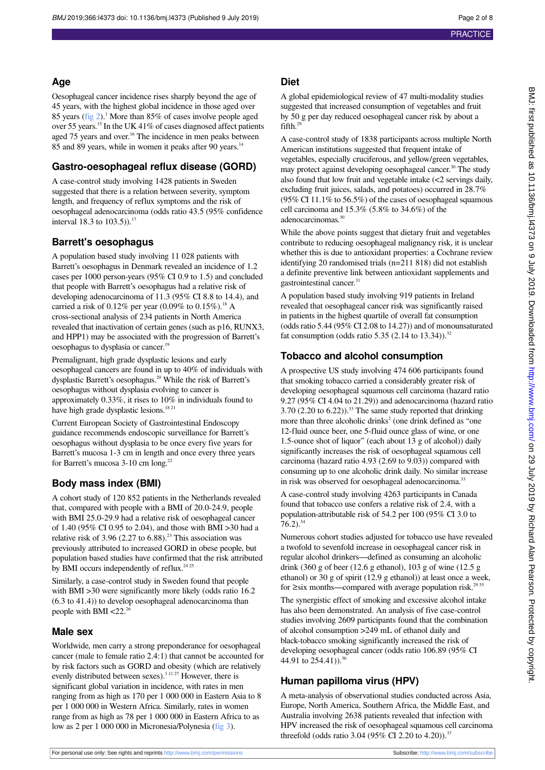## Age

Oesophageal cancer incidence rises sharply beyond the age of 45 years, with the highest global incidence in those aged over 85 years (fig 2).[1] More than 85% of cases involve people aged over 55 years.[15] In the UK 41% of cases diagnosed affect patients aged 75 years and over.[16] The incidence in men peaks between 85 and 89 years, while in women it peaks after 90 years.[14]

## Gastro-oesophageal reflux disease (GORD)

A case-control study involving 1428 patients in Sweden suggested that there is a relation between severity, symptom length, and frequency of reflux symptoms and the risk of oesophageal adenocarcinoma (odds ratio 43.5 (95% confidence interval 18.3 to 103.5)).[17]

## Barrett's oesophagus

A population based study involving 11 028 patients with Barrett's oesophagus in Denmark revealed an incidence of 1.2 cases per 1000 person-years (95% CI 0.9 to 1.5) and concluded that people with Barrett's oesophagus had a relative risk of developing adenocarcinoma of 11.3 (95% CI 8.8 to 14.4), and carried a risk of 0.12% per year (0.09% to 0.15%).[18] A cross-sectional analysis of 234 patients in North America revealed that inactivation of certain genes (such as p16, RUNX3, and HPP1) may be associated with the progression of Barrett's oesophagus to dysplasia or cancer.[19]

Premalignant, high grade dysplastic lesions and early oesophageal cancers are found in up to 40% of individuals with dysplastic Barrett's oesophagus.[20] While the risk of Barrett's oesophagus without dysplasia evolving to cancer is approximately 0.33%, it rises to 10% in individuals found to have high grade dysplastic lesions.[18,21]

Current European Society of Gastrointestinal Endoscopy guidance recommends endoscopic surveillance for Barrett's oesophagus without dysplasia to be once every five years for Barrett's mucosa 1-3 cm in length and once every three years for Barrett's mucosa 3-10 cm long.[22]

## Body mass index (BMI)

A cohort study of 120 852 patients in the Netherlands revealed that, compared with people with a BMI of 20.0-24.9, people with BMI 25.0-29.9 had a relative risk of oesophageal cancer of 1.40 (95% CI 0.95 to 2.04), and those with BMI >30 had a relative risk of 3.96 (2.27 to 6.88).[23] This association was previously attributed to increased GORD in obese people, but population based studies have confirmed that the risk attributed by BMI occurs independently of reflux.[24,25]

Similarly, a case-control study in Sweden found that people with BMI >30 were significantly more likely (odds ratio 16.2 (6.3 to 41.4)) to develop oesophageal adenocarcinoma than people with BMI <22.[26]

## Male sex

Worldwide, men carry a strong preponderance for oesophageal cancer (male to female ratio 2.4:1) that cannot be accounted for by risk factors such as GORD and obesity (which are relatively evenly distributed between sexes).[1,11,27] However, there is significant global variation in incidence, with rates in men ranging from as high as 170 per 1 000 000 in Eastern Asia to 8 per 1 000 000 in Western Africa. Similarly, rates in women range from as high as 78 per 1 000 000 in Eastern Africa to as low as 2 per 1 000 000 in Micronesia/Polynesia (fig 3).

## Diet

A global epidemiological review of 47 multi-modality studies suggested that increased consumption of vegetables and fruit by 50 g per day reduced oesophageal cancer risk by about a fifth.[29]

A case-control study of 1838 participants across multiple North American institutions suggested that frequent intake of vegetables, especially cruciferous, and yellow/green vegetables, may protect against developing oesophageal cancer.[30] The study also found that low fruit and vegetable intake (<2 servings daily, excluding fruit juices, salads, and potatoes) occurred in 28.7% (95% CI 11.1% to 56.5%) of the cases of oesophageal squamous cell carcinoma and 15.3% (5.8% to 34.6%) of the adenocarcinomas.[30]

While the above points suggest that dietary fruit and vegetables contribute to reducing oesophageal malignancy risk, it is unclear whether this is due to antioxidant properties: a Cochrane review identifying 20 randomised trials (n=211 818) did not establish a definite preventive link between antioxidant supplements and gastrointestinal cancer.[31]

A population based study involving 919 patients in Ireland revealed that oesophageal cancer risk was significantly raised in patients in the highest quartile of overall fat consumption (odds ratio 5.44 (95% CI 2.08 to 14.27)) and of monounsaturated fat consumption (odds ratio 5.35 (2.14 to 13.34)).[32]

## Tobacco and alcohol consumption

A prospective US study involving 474 606 participants found that smoking tobacco carried a considerably greater risk of developing oesophageal squamous cell carcinoma (hazard ratio 9.27 (95% CI 4.04 to 21.29)) and adenocarcinoma (hazard ratio 3.70 (2.20 to 6.22)).[33] The same study reported that drinking more than three alcoholic drinks[2] (one drink defined as "one 12-fluid ounce beer, one 5-fluid ounce glass of wine, or one 1.5-ounce shot of liquor" (each about 13 g of alcohol)) daily significantly increases the risk of oesophageal squamous cell carcinoma (hazard ratio 4.93 (2.69 to 9.03)) compared with consuming up to one alcoholic drink daily. No similar increase in risk was observed for oesophageal adenocarcinoma.[33]

A case-control study involving 4263 participants in Canada found that tobacco use confers a relative risk of 2.4, with a population-attributable risk of 54.2 per 100 (95% CI 3.0 to 76.2).[34]

Numerous cohort studies adjusted for tobacco use have revealed a twofold to sevenfold increase in oesophageal cancer risk in regular alcohol drinkers—defined as consuming an alcoholic drink (360 g of beer (12.6 g ethanol), 103 g of wine (12.5 g ethanol) or 30 g of spirit (12.9 g ethanol)) at least once a week, for ≥six months—compared with average population risk.[29,35]

The synergistic effect of smoking and excessive alcohol intake has also been demonstrated. An analysis of five case-control studies involving 2609 participants found that the combination of alcohol consumption >249 mL of ethanol daily and black-tobacco smoking significantly increased the risk of developing oesophageal cancer (odds ratio 106.89 (95% CI 44.91 to 254.41)).[36]

## Human papilloma virus (HPV)

A meta-analysis of observational studies conducted across Asia, Europe, North America, Southern Africa, the Middle East, and Australia involving 2638 patients revealed that infection with HPV increased the risk of oesophageal squamous cell carcinoma threefold (odds ratio 3.04 (95% CI 2.20 to 4.20)).[37]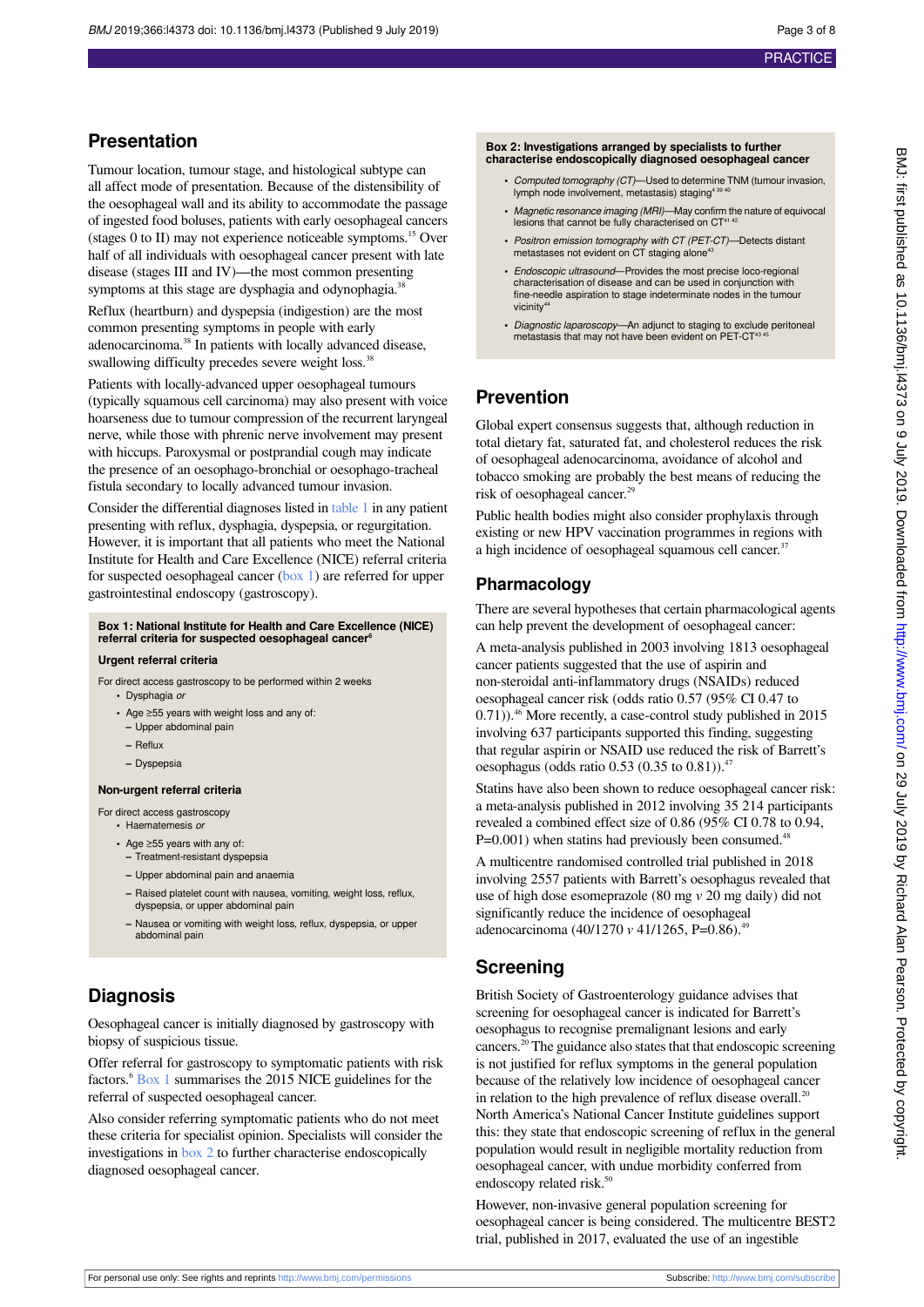## Presentation

Tumour location, tumour stage, and histological subtype can all affect mode of presentation. Because of the distensibility of the oesophageal wall and its ability to accommodate the passage of ingested food boluses, patients with early oesophageal cancers (stages 0 to II) may not experience noticeable symptoms.[15] Over half of all individuals with oesophageal cancer present with late disease (stages III and IV)—the most common presenting symptoms at this stage are dysphagia and odynophagia.[38]

Reflux (heartburn) and dyspepsia (indigestion) are the most common presenting symptoms in people with early adenocarcinoma.[38] In patients with locally advanced disease, swallowing difficulty precedes severe weight loss.[38]

Patients with locally-advanced upper oesophageal tumours (typically squamous cell carcinoma) may also present with voice hoarseness due to tumour compression of the recurrent laryngeal nerve, while those with phrenic nerve involvement may present with hiccups. Paroxysmal or postprandial cough may indicate the presence of an oesophago-bronchial or oesophago-tracheal fistula secondary to locally advanced tumour invasion.

Consider the differential diagnoses listed in table 1 in any patient presenting with reflux, dysphagia, dyspepsia, or regurgitation. However, it is important that all patients who meet the National Institute for Health and Care Excellence (NICE) referral criteria for suspected oesophageal cancer (box 1) are referred for upper gastrointestinal endoscopy (gastroscopy).

**Box 1: National Institute for Health and Care Excellence (NICE) referral criteria for suspected oesophageal cancer[6]**

**Urgent referral criteria**

For direct access gastroscopy to be performed within 2 weeks

- Dysphagia *or*
- Age ≥55 years with weight loss and any of:
  - Upper abdominal pain
  - Reflux
  - Dyspepsia

**Non-urgent referral criteria**

For direct access gastroscopy

- Haematemesis *or*
- Age ≥55 years with any of:
  - Treatment-resistant dyspepsia
  - Upper abdominal pain and anaemia
  - Raised platelet count with nausea, vomiting, weight loss, reflux, dyspepsia, or upper abdominal pain
  - Nausea or vomiting with weight loss, reflux, dyspepsia, or upper abdominal pain

## Diagnosis

Oesophageal cancer is initially diagnosed by gastroscopy with biopsy of suspicious tissue.

Offer referral for gastroscopy to symptomatic patients with risk factors.[6] Box 1 summarises the 2015 NICE guidelines for the referral of suspected oesophageal cancer.

Also consider referring symptomatic patients who do not meet these criteria for specialist opinion. Specialists will consider the investigations in box 2 to further characterise endoscopically diagnosed oesophageal cancer.

**Box 2: Investigations arranged by specialists to further characterise endoscopically diagnosed oesophageal cancer**

- *Computed tomography (CT)*—Used to determine TNM (tumour invasion, lymph node involvement, metastasis) staging[4 39 40]
- *Magnetic resonance imaging (MRI)*—May confirm the nature of equivocal lesions that cannot be fully characterised on CT[41 42]
- *Positron emission tomography with CT (PET-CT)*—Detects distant metastases not evident on CT staging alone[43]
- *Endoscopic ultrasound*—Provides the most precise loco-regional characterisation of disease and can be used in conjunction with fine-needle aspiration to stage indeterminate nodes in the tumour vicinity[44]
- *Diagnostic laparoscopy*—An adjunct to staging to exclude peritoneal metastasis that may not have been evident on PET-CT[43 45]

## Prevention

Global expert consensus suggests that, although reduction in total dietary fat, saturated fat, and cholesterol reduces the risk of oesophageal adenocarcinoma, avoidance of alcohol and tobacco smoking are probably the best means of reducing the risk of oesophageal cancer.[29]

Public health bodies might also consider prophylaxis through existing or new HPV vaccination programmes in regions with a high incidence of oesophageal squamous cell cancer.[37]

### Pharmacology

There are several hypotheses that certain pharmacological agents can help prevent the development of oesophageal cancer:

A meta-analysis published in 2003 involving 1813 oesophageal cancer patients suggested that the use of aspirin and non-steroidal anti-inflammatory drugs (NSAIDs) reduced oesophageal cancer risk (odds ratio 0.57 (95% CI 0.47 to 0.71)).[46] More recently, a case-control study published in 2015 involving 637 participants supported this finding, suggesting that regular aspirin or NSAID use reduced the risk of Barrett's oesophagus (odds ratio 0.53 (0.35 to 0.81)).[47]

Statins have also been shown to reduce oesophageal cancer risk: a meta-analysis published in 2012 involving 35 214 participants revealed a combined effect size of 0.86 (95% CI 0.78 to 0.94, P=0.001) when statins had previously been consumed.[48]

A multicentre randomised controlled trial published in 2018 involving 2557 patients with Barrett's oesophagus revealed that use of high dose esomeprazole (80 mg *v* 20 mg daily) did not significantly reduce the incidence of oesophageal adenocarcinoma (40/1270 *v* 41/1265, P=0.86).[49]

## Screening

British Society of Gastroenterology guidance advises that screening for oesophageal cancer is indicated for Barrett's oesophagus to recognise premalignant lesions and early cancers.[20] The guidance also states that that endoscopic screening is not justified for reflux symptoms in the general population because of the relatively low incidence of oesophageal cancer in relation to the high prevalence of reflux disease overall.[20] North America's National Cancer Institute guidelines support this: they state that endoscopic screening of reflux in the general population would result in negligible mortality reduction from oesophageal cancer, with undue morbidity conferred from endoscopy related risk.[50]

However, non-invasive general population screening for oesophageal cancer is being considered. The multicentre BEST2 trial, published in 2017, evaluated the use of an ingestible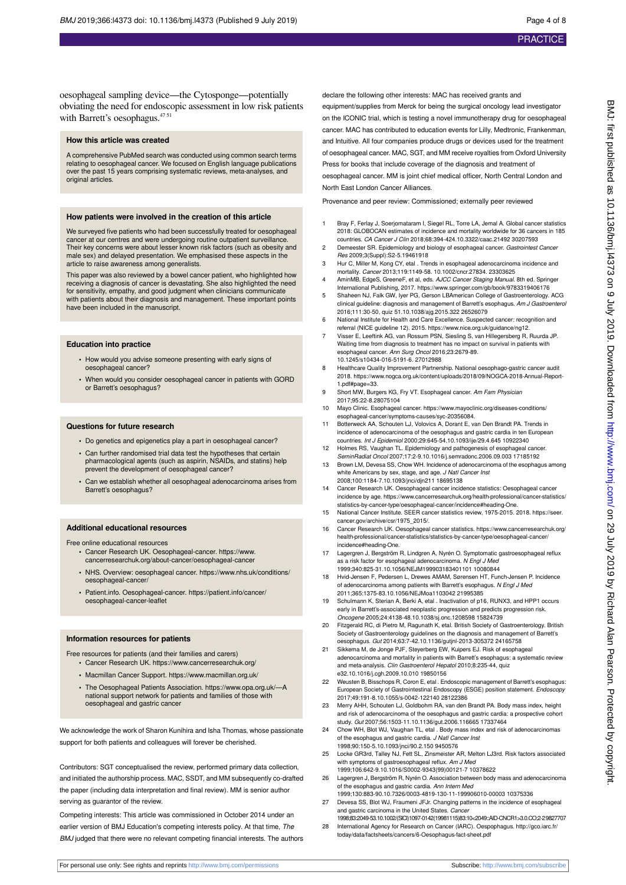oesophageal sampling device—the Cytosponge—potentially obviating the need for endoscopic assessment in low risk patients with Barrett's oesophagus.[47,51]

### How this article was created

A comprehensive PubMed search was conducted using common search terms relating to oesophageal cancer. We focused on English language publications over the past 15 years comprising systematic reviews, meta-analyses, and original articles.

### How patients were involved in the creation of this article

We surveyed five patients who had been successfully treated for oesophageal cancer at our centres and were undergoing routine outpatient surveillance. Their key concerns were about lesser known risk factors (such as obesity and male sex) and delayed presentation. We emphasised these aspects in the article to raise awareness among generalists.

This paper was also reviewed by a bowel cancer patient, who highlighted how receiving a diagnosis of cancer is devastating. She also highlighted the need for sensitivity, empathy, and good judgment when clinicians communicate with patients about their diagnosis and management. These important points have been included in the manuscript.

### Education into practice

- How would you advise someone presenting with early signs of oesophageal cancer?
- When would you consider oesophageal cancer in patients with GORD or Barrett's oesophagus?

### Questions for future research

- Do genetics and epigenetics play a part in oesophageal cancer?
- Can further randomised trial data test the hypotheses that certain pharmacological agents (such as aspirin, NSAIDs, and statins) help prevent the development of oesophageal cancer?
- Can we establish whether all oesophageal adenocarcinoma arises from Barrett's oesophagus?

### Additional educational resources

Free online educational resources

- Cancer Research UK. Oesophageal-cancer. https://www.cancerresearchuk.org/about-cancer/oesophageal-cancer
- NHS. Overview: oesophageal cancer. https://www.nhs.uk/conditions/oesophageal-cancer/
- Patient.info. Oesophageal-cancer. https://patient.info/cancer/oesophageal-cancer-leaflet

### Information resources for patients

Free resources for patients (and their families and carers)

- Cancer Research UK. https://www.cancerresearchuk.org/
- Macmillan Cancer Support. https://www.macmillan.org.uk/
- The Oesophageal Patients Association. https://www.opa.org.uk/—A national support network for patients and families of those with oesophageal and gastric cancer

We acknowledge the work of Sharon Kunihira and Isha Thomas, whose passionate support for both patients and colleagues will forever be cherished.

Contributors: SGT conceptualised the review, performed primary data collection, and initiated the authorship process. MAC, SSDT, and MM subsequently co-drafted the paper (including data interpretation and final review). MM is senior author serving as guarantor of the review.

Competing interests: This article was commissioned in October 2014 under an earlier version of BMJ Education's competing interests policy. At that time, *The BMJ* judged that there were no relevant competing financial interests. The authors declare the following other interests: MAC has received grants and equipment/supplies from Merck for being the surgical oncology lead investigator on the ICONIC trial, which is testing a novel immunotherapy drug for oesophageal cancer. MAC has contributed to education events for Lilly, Medtronic, Frankenman, and Intuitive. All four companies produce drugs or devices used for the treatment of oesophageal cancer. MAC, SGT, and MM receive royalties from Oxford University Press for books that include coverage of the diagnosis and treatment of oesophageal cancer. MM is joint chief medical officer, North Central London and North East London Cancer Alliances.

Provenance and peer review: Commissioned; externally peer reviewed

1. Bray F, Ferlay J, Soerjomataram I, Siegel RL, Torre LA, Jemal A. Global cancer statistics 2018: GLOBOCAN estimates of incidence and mortality worldwide for 36 cancers in 185 countries. *CA Cancer J Clin* 2018;68:394-424. 10.3322/caac.21492 30207593
2. Demeester SR. Epidemiology and biology of esophageal cancer. *Gastrointest Cancer Res* 2009;3(Suppl):S2-5.19461918
3. Hur C, Miller M, Kong CY, etal . Trends in esophageal adenocarcinoma incidence and mortality. *Cancer* 2013;119:1149-58. 10.1002/cncr.27834. 23303625
4. AminMB, EdgeS, GreeneF, et al, eds. *AJCC Cancer Staging Manual*. 8th ed. Springer International Publishing, 2017. https://www.springer.com/gb/book/9783319406176
5. Shaheen NJ, Falk GW, Iyer PG, Gerson LBAmerican College of Gastroenterology. ACG clinical guideline: diagnosis and management of Barrett's esophagus. *Am J Gastroenterol* 2016;111:30-50, quiz 51. 10.1038/ajg.2015.322 26526079
6. National Institute for Health and Care Excellence. Suspected cancer: recognition and referral (NICE guideline 12). 2015. https://www.nice.org.uk/guidance/ng12.
7. Visser E, Leeftink AG, van Rossum PSN, Siesling S, van Hillegersberg R, Ruurda JP. Waiting time from diagnosis to treatment has no impact on survival in patients with esophageal cancer. *Ann Surg Oncol* 2016;23:2679-89. 10.1245/s10434-016-5191-6. 27012988
8. Healthcare Quality Improvement Partnership. National oesophago-gastric cancer audit 2018. https://www.nogca.org.uk/content/uploads/2018/09/NOGCA-2018-Annual-Report-1.pdf#page=33.
9. Short MW, Burgers KG, Fry VT. Esophageal cancer. *Am Fam Physician* 2017;95:22-8.28075104
10. Mayo Clinic. Esophageal cancer. https://www.mayoclinic.org/diseases-conditions/esophageal-cancer/symptoms-causes/syc-20356084.
11. Botterweck AA, Schouten LJ, Volovics A, Dorant E, van Den Brandt PA. Trends in incidence of adenocarcinoma of the oesophagus and gastric cardia in ten European countries. *Int J Epidemiol* 2000;29:645-54.10.1093/ije/29.4.645 10922340
12. Holmes RS, Vaughan TL. Epidemiology and pathogenesis of esophageal cancer. *SeminRadiat Oncol* 2007;17:2-9.10.1016/j.semradonc.2006.09.003 17185192
13. Brown LM, Devesa SS, Chow WH. Incidence of adenocarcinoma of the esophagus among white Americans by sex, stage, and age. *J Natl Cancer Inst* 2008;100:1184-7.10.1093/jnci/djn211 18695138
14. Cancer Research UK. Oesophageal cancer incidence statistics: Oesophageal cancer incidence by age. https://www.cancerresearchuk.org/health-professional/cancer-statistics/statistics-by-cancer-type/oesophageal-cancer/incidence#heading-One.
15. National Cancer Institute. SEER cancer statistics review, 1975-2015. 2018. https://seer.cancer.gov/archive/csr/1975_2015/.
16. Cancer Research UK. Oesophageal cancer statistics. https://www.cancerresearchuk.org/health-professional/cancer-statistics/statistics-by-cancer-type/oesophageal-cancer/incidence#heading-One.
17. Lagergren J, Bergström R, Lindgren A, Nyrén O. Symptomatic gastroesophageal reflux as a risk factor for esophageal adenocarcinoma. *N Engl J Med* 1999;340:825-31.10.1056/NEJM199903183401101 10080844
18. Hvid-Jensen F, Pedersen L, Drewes AMAM, Sørensen HT, Funch-Jensen P. Incidence of adenocarcinoma among patients with Barrett's esophagus. *N Engl J Med* 2011;365:1375-83.10.1056/NEJMoa1103042 21995385
19. Schulmann K, Sterian A, Berki A, etal . Inactivation of p16, RUNX3, and HPP1 occurs early in Barrett's-associated neoplastic progression and predicts progression risk. *Oncogene* 2005;24:4138-48.10.1038/sj.onc.1208598 15824739
20. Fitzgerald RC, di Pietro M, Ragunath K, etal. British Society of Gastroenterology. British Society of Gastroenterology guidelines on the diagnosis and management of Barrett's oesophagus. *Gut* 2014;63:7-42.10.1136/gutjnl-2013-305372 24165758
21. Sikkema M, de Jonge PJF, Steyerberg EW, Kuipers EJ. Risk of esophageal adenocarcinoma and mortality in patients with Barrett's esophagus: a systematic review and meta-analysis. *Clin Gastroenterol Hepatol* 2010;8:235-44, quiz e32.10.1016/j.cgh.2009.10.010 19850156
22. Weusten B, Bisschops R, Coron E, etal . Endoscopic management of Barrett's esophagus: European Society of Gastrointestinal Endoscopy (ESGE) position statement. *Endoscopy* 2017;49:191-8.10.1055/s-0042-122140 28122386
23. Merry AHH, Schouten LJ, Goldbohm RA, van den Brandt PA. Body mass index, height and risk of adenocarcinoma of the oesophagus and gastric cardia: a prospective cohort study. *Gut* 2007;56:1503-11.10.1136/gut.2006.116665 17337464
24. Chow WH, Blot WJ, Vaughan TL, etal . Body mass index and risk of adenocarcinomas of the esophagus and gastric cardia. *J Natl Cancer Inst* 1998;90:150-5.10.1093/jnci/90.2.150 9450576
25. Locke GR3rd, Talley NJ, Fett SL, Zinsmeister AR, Melton LJ3rd. Risk factors associated with symptoms of gastroesophageal reflux. *Am J Med* 1999;106:642-9.10.1016/S0002-9343(99)00121-7 10378622
26. Lagergren J, Bergström R, Nyrén O. Association between body mass and adenocarcinoma of the esophagus and gastric cardia. *Ann Intern Med* 1999;130:883-90.10.7326/0003-4819-130-11-199906010-00003 10375336
27. Devesa SS, Blot WJ, Fraumeni JFJr. Changing patterns in the incidence of esophageal and gastric carcinoma in the United States. *Cancer* 1998;83:2049-53.10.1002/(SICI)1097-0142(19981115)83:10<2049::AID-CNCR1>3.0.CO;2-2 9827707
28. International Agency for Research on Cancer (IARC). Oespophagus. http://gco.iarc.fr/today/data/factsheets/cancers/6-Oesophagus-fact-sheet.pdf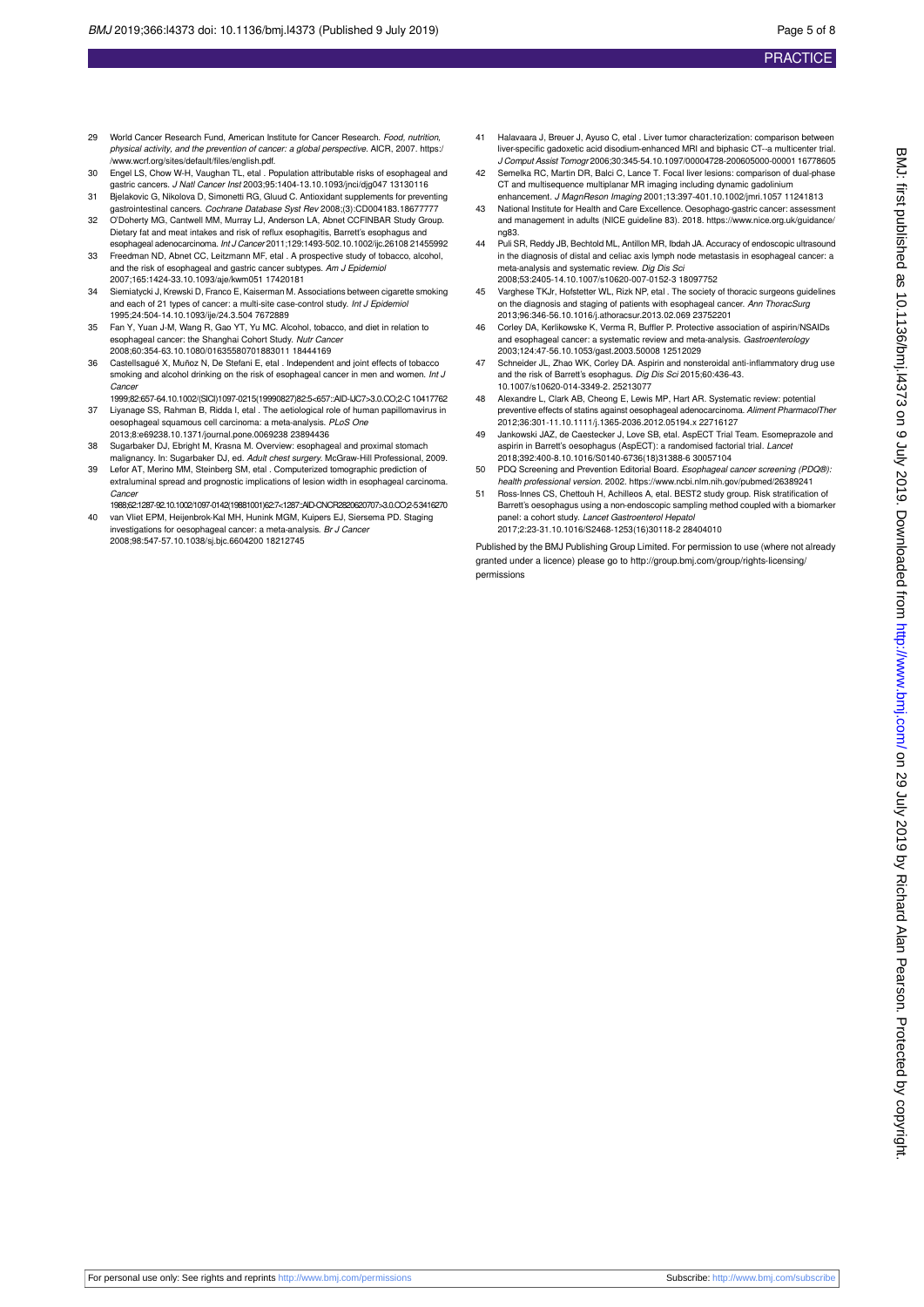29 World Cancer Research Fund, American Institute for Cancer Research. *Food, nutrition, physical activity, and the prevention of cancer: a global perspective.* AICR, 2007. https://www.wcrf.org/sites/default/files/english.pdf.

30 Engel LS, Chow W-H, Vaughan TL, etal . Population attributable risks of esophageal and gastric cancers. *J Natl Cancer Inst* 2003;95:1404-13.10.1093/jnci/djg047 13130116

31 Bjelakovic G, Nikolova D, Simonetti RG, Gluud C. Antioxidant supplements for preventing gastrointestinal cancers. *Cochrane Database Syst Rev* 2008;(3):CD004183.18677777

32 O'Doherty MG, Cantwell MM, Murray LJ, Anderson LA, Abnet CCFINBAR Study Group. Dietary fat and meat intakes and risk of reflux esophagitis, Barrett's esophagus and esophageal adenocarcinoma. *Int J Cancer* 2011;129:1493-502.10.1002/ijc.26108 21455992

33 Freedman ND, Abnet CC, Leitzmann MF, etal . A prospective study of tobacco, alcohol, and the risk of esophageal and gastric cancer subtypes. *Am J Epidemiol* 2007;165:1424-33.10.1093/aje/kwm051 17420181

34 Siemiatycki J, Krewski D, Franco E, Kaiserman M. Associations between cigarette smoking and each of 21 types of cancer: a multi-site case-control study. *Int J Epidemiol* 1995;24:504-14.10.1093/ije/24.3.504 7672889

35 Fan Y, Yuan J-M, Wang R, Gao YT, Yu MC. Alcohol, tobacco, and diet in relation to esophageal cancer: the Shanghai Cohort Study. *Nutr Cancer* 2008;60:354-63.10.1080/01635580701883011 18444169

36 Castellsagué X, Muñoz N, De Stefani E, etal . Independent and joint effects of tobacco smoking and alcohol drinking on the risk of esophageal cancer in men and women. *Int J Cancer* 1999;82:657-64.10.1002/(SICI)1097-0215(19990827)82:5<657::AID-IJC7>3.0.CO;2-C 10417762

37 Liyanage SS, Rahman B, Ridda I, etal . The aetiological role of human papillomavirus in oesophageal squamous cell carcinoma: a meta-analysis. *PLoS One* 2013;8:e69238.10.1371/journal.pone.0069238 23894436

38 Sugarbaker DJ, Ebright M, Krasna M. Overview: esophageal and proximal stomach malignancy. In: Sugarbaker DJ, ed. *Adult chest surgery.* McGraw-Hill Professional, 2009.

39 Lefor AT, Merino MM, Steinberg SM, etal . Computerized tomographic prediction of extraluminal spread and prognostic implications of lesion width in esophageal carcinoma. *Cancer* 1988;62:1287-92.10.1002/1097-0142(19881001)62:7<1287::AID-CNCR2820620707>3.0.CO;2-5 3416270

40 van Vliet EPM, Heijenbrok-Kal MH, Hunink MGM, Kuipers EJ, Siersema PD. Staging investigations for oesophageal cancer: a meta-analysis. *Br J Cancer* 2008;98:547-57.10.1038/sj.bjc.6604200 18212745

41 Halavaara J, Breuer J, Ayuso C, etal . Liver tumor characterization: comparison between liver-specific gadoxetic acid disodium-enhanced MRI and biphasic CT--a multicenter trial. *J Comput Assist Tomogr* 2006;30:345-54.10.1097/00004728-200605000-00001 16778605

42 Semelka RC, Martin DR, Balci C, Lance T. Focal liver lesions: comparison of dual-phase CT and multisequence multiplanar MR imaging including dynamic gadolinium enhancement. *J MagnReson Imaging* 2001;13:397-401.10.1002/jmri.1057 11241813

43 National Institute for Health and Care Excellence. Oesophago-gastric cancer: assessment and management in adults (NICE guideline 83). 2018. https://www.nice.org.uk/guidance/ng83.

44 Puli SR, Reddy JB, Bechtold ML, Antillon MR, Ibdah JA. Accuracy of endoscopic ultrasound in the diagnosis of distal and celiac axis lymph node metastasis in esophageal cancer: a meta-analysis and systematic review. *Dig Dis Sci* 2008;53:2405-14.10.1007/s10620-007-0152-3 18097752

45 Varghese TKJr, Hofstetter WL, Rizk NP, etal . The society of thoracic surgeons guidelines on the diagnosis and staging of patients with esophageal cancer. *Ann ThoracSurg* 2013;96:346-56.10.1016/j.athoracsur.2013.02.069 23752201

46 Corley DA, Kerlikowske K, Verma R, Buffler P. Protective association of aspirin/NSAIDs and esophageal cancer: a systematic review and meta-analysis. *Gastroenterology* 2003;124:47-56.10.1053/gast.2003.50008 12512029

47 Schneider JL, Zhao WK, Corley DA. Aspirin and nonsteroidal anti-inflammatory drug use and the risk of Barrett's esophagus. *Dig Dis Sci* 2015;60:436-43. 10.1007/s10620-014-3349-2. 25213077

48 Alexandre L, Clark AB, Cheong E, Lewis MP, Hart AR. Systematic review: potential preventive effects of statins against oesophageal adenocarcinoma. *Aliment PharmacolTher* 2012;36:301-11.10.1111/j.1365-2036.2012.05194.x 22716127

49 Jankowski JAZ, de Caestecker J, Love SB, etal. AspECT Trial Team. Esomeprazole and aspirin in Barrett's oesophagus (AspECT): a randomised factorial trial. *Lancet* 2018;392:400-8.10.1016/S0140-6736(18)31388-6 30057104

50 PDQ Screening and Prevention Editorial Board. *Esophageal cancer screening (PDQ®): health professional version.* 2002. https://www.ncbi.nlm.nih.gov/pubmed/26389241

51 Ross-Innes CS, Chettouh H, Achilleos A, etal. BEST2 study group. Risk stratification of Barrett's oesophagus using a non-endoscopic sampling method coupled with a biomarker panel: a cohort study. *Lancet Gastroenterol Hepatol* 2017;2:23-31.10.1016/S2468-1253(16)30118-2 28404010

Published by the BMJ Publishing Group Limited. For permission to use (where not already granted under a licence) please go to http://group.bmj.com/group/rights-licensing/permissions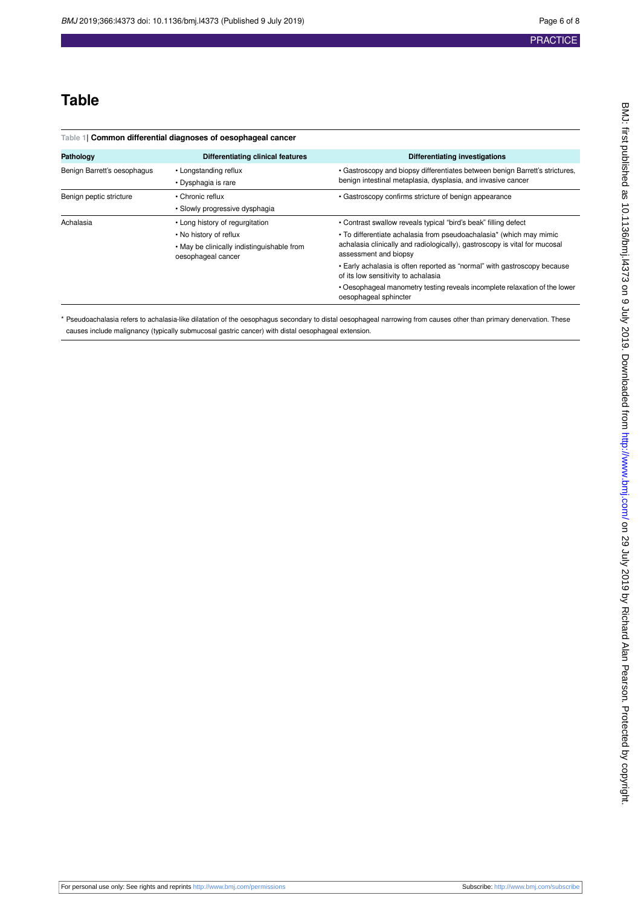# Table

**Table 1| Common differential diagnoses of oesophageal cancer**

| Pathology | Differentiating clinical features | Differentiating investigations |
|---|---|---|
| Benign Barrett's oesophagus | • Longstanding reflux<br>• Dysphagia is rare | • Gastroscopy and biopsy differentiates between benign Barrett's strictures, benign intestinal metaplasia, dysplasia, and invasive cancer |
| Benign peptic stricture | • Chronic reflux<br>• Slowly progressive dysphagia | • Gastroscopy confirms stricture of benign appearance |
| Achalasia | • Long history of regurgitation<br>• No history of reflux<br>• May be clinically indistinguishable from oesophageal cancer | • Contrast swallow reveals typical "bird's beak" filling defect<br>• To differentiate achalasia from pseudoachalasia* (which may mimic achalasia clinically and radiologically), gastroscopy is vital for mucosal assessment and biopsy<br>• Early achalasia is often reported as "normal" with gastroscopy because of its low sensitivity to achalasia<br>• Oesophageal manometry testing reveals incomplete relaxation of the lower oesophageal sphincter |

* Pseudoachalasia refers to achalasia-like dilatation of the oesophagus secondary to distal oesophageal narrowing from causes other than primary denervation. These causes include malignancy (typically submucosal gastric cancer) with distal oesophageal extension.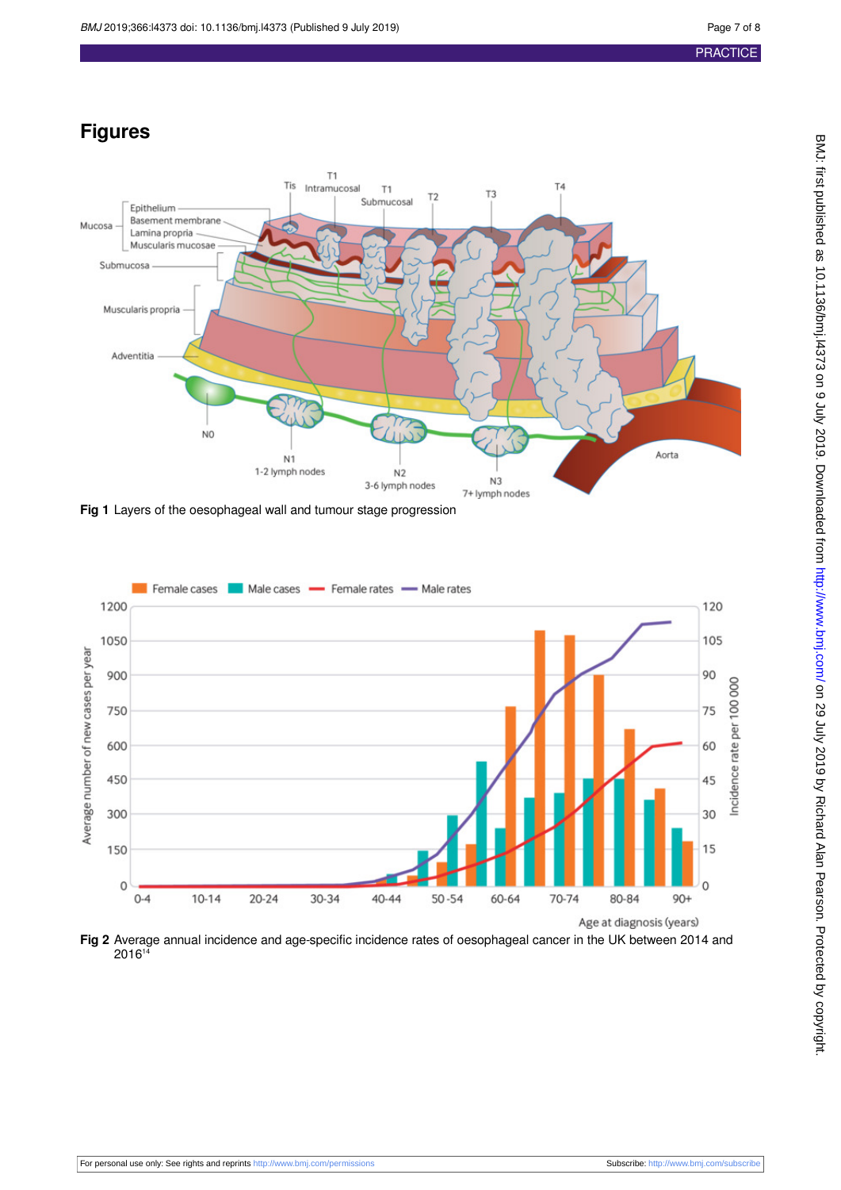# Figures

Fig 1 Layers of the oesophageal wall and tumour stage progression

Fig 2 Average annual incidence and age-specific incidence rates of oesophageal cancer in the UK between 2014 and 2016[14]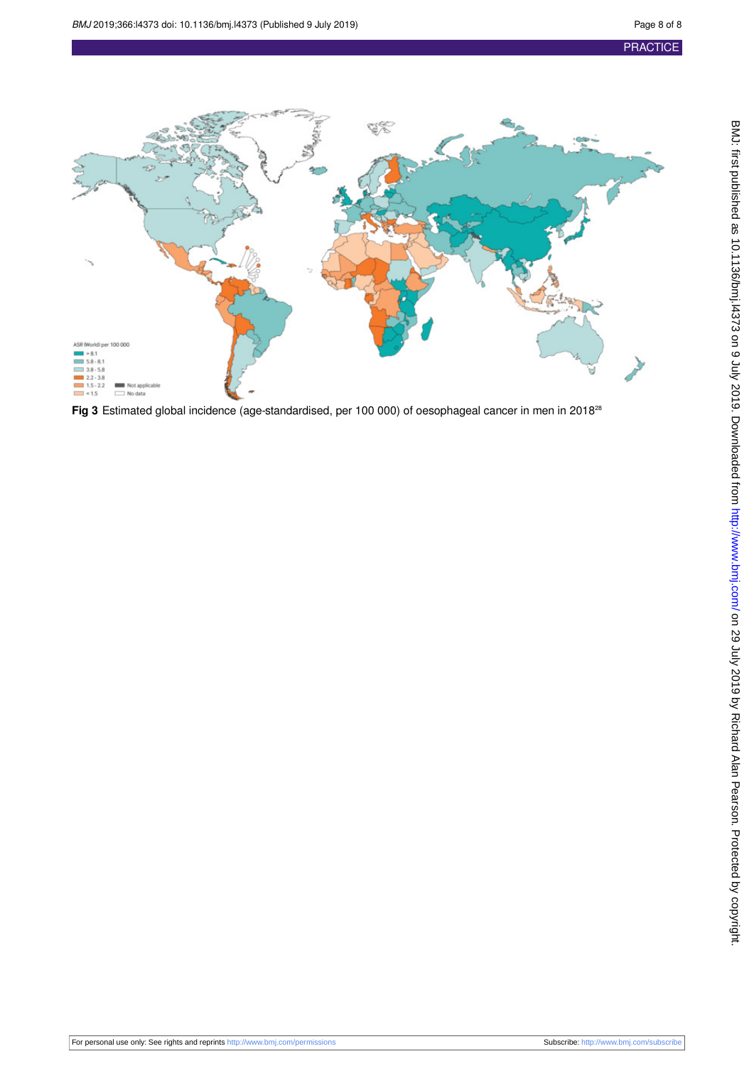ASR (World) per 100 000

> 8.1

5.8 - 8.1

3.8 - 5.8

2.2 - 3.8

1.5 - 2.2

< 1.5

Not applicable

No data

**Fig 3** Estimated global incidence (age-standardised, per 100 000) of oesophageal cancer in men in 2018[28]